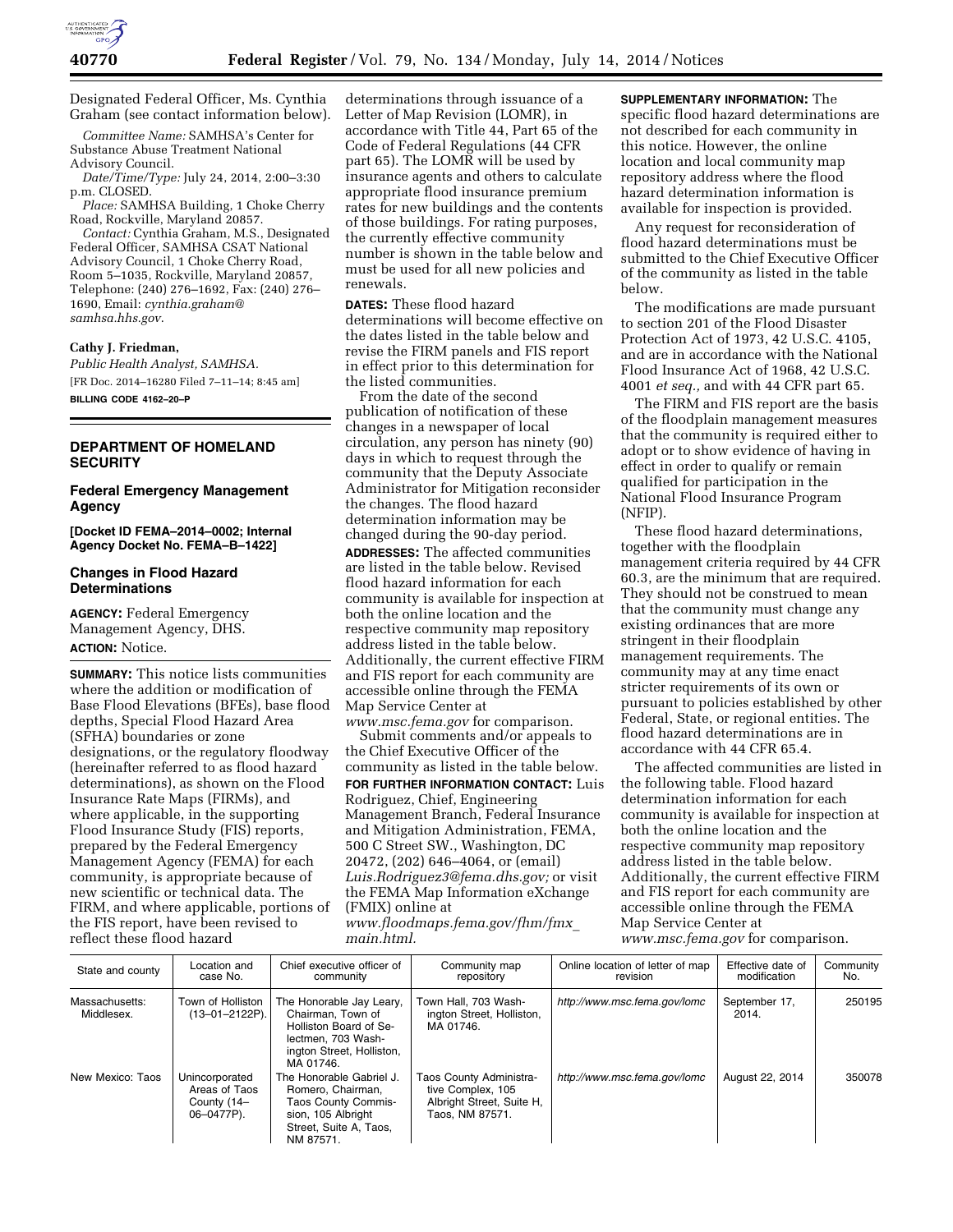Designated Federal Officer, Ms. Cynthia Graham (see contact information below).

*Committee Name:* SAMHSA's Center for Substance Abuse Treatment National Advisory Council.

*Date/Time/Type:* July 24, 2014, 2:00–3:30 p.m. CLOSED.

*Place:* SAMHSA Building, 1 Choke Cherry Road, Rockville, Maryland 20857.

*Contact:* Cynthia Graham, M.S., Designated Federal Officer, SAMHSA CSAT National Advisory Council, 1 Choke Cherry Road, Room 5–1035, Rockville, Maryland 20857, Telephone: (240) 276–1692, Fax: (240) 276–1690, Email: *cynthia.graham@samhsa.hhs.gov*.

**Cathy J. Friedman,**

*Public Health Analyst, SAMHSA.*

[FR Doc. 2014–16280 Filed 7–11–14; 8:45 am]

**BILLING CODE 4162–20–P**

## DEPARTMENT OF HOMELAND SECURITY

### Federal Emergency Management Agency

**[Docket ID FEMA–2014–0002; Internal Agency Docket No. FEMA–B–1422]**

### Changes in Flood Hazard Determinations

**AGENCY:** Federal Emergency Management Agency, DHS.

**ACTION:** Notice.

**SUMMARY:** This notice lists communities where the addition or modification of Base Flood Elevations (BFEs), base flood depths, Special Flood Hazard Area (SFHA) boundaries or zone designations, or the regulatory floodway (hereinafter referred to as flood hazard determinations), as shown on the Flood Insurance Rate Maps (FIRMs), and where applicable, in the supporting Flood Insurance Study (FIS) reports, prepared by the Federal Emergency Management Agency (FEMA) for each community, is appropriate because of new scientific or technical data. The FIRM, and where applicable, portions of the FIS report, have been revised to reflect these flood hazard determinations through issuance of a Letter of Map Revision (LOMR), in accordance with Title 44, Part 65 of the Code of Federal Regulations (44 CFR part 65). The LOMR will be used by insurance agents and others to calculate appropriate flood insurance premium rates for new buildings and the contents of those buildings. For rating purposes, the currently effective community number is shown in the table below and must be used for all new policies and renewals.

**DATES:** These flood hazard determinations will become effective on the dates listed in the table below and revise the FIRM panels and FIS report in effect prior to this determination for the listed communities.

From the date of the second publication of notification of these changes in a newspaper of local circulation, any person has ninety (90) days in which to request through the community that the Deputy Associate Administrator for Mitigation reconsider the changes. The flood hazard determination information may be changed during the 90-day period.

**ADDRESSES:** The affected communities are listed in the table below. Revised flood hazard information for each community is available for inspection at both the online location and the respective community map repository address listed in the table below. Additionally, the current effective FIRM and FIS report for each community are accessible online through the FEMA Map Service Center at *www.msc.fema.gov* for comparison.

Submit comments and/or appeals to the Chief Executive Officer of the community as listed in the table below.

**FOR FURTHER INFORMATION CONTACT:** Luis Rodriguez, Chief, Engineering Management Branch, Federal Insurance and Mitigation Administration, FEMA, 500 C Street SW., Washington, DC 20472, (202) 646–4064, or (email) *Luis.Rodriguez3@fema.dhs.gov;* or visit the FEMA Map Information eXchange (FMIX) online at *www.floodmaps.fema.gov/fhm/fmx_main.html.*

**SUPPLEMENTARY INFORMATION:** The specific flood hazard determinations are not described for each community in this notice. However, the online location and local community map repository address where the flood hazard determination information is available for inspection is provided.

Any request for reconsideration of flood hazard determinations must be submitted to the Chief Executive Officer of the community as listed in the table below.

The modifications are made pursuant to section 201 of the Flood Disaster Protection Act of 1973, 42 U.S.C. 4105, and are in accordance with the National Flood Insurance Act of 1968, 42 U.S.C. 4001 *et seq.,* and with 44 CFR part 65.

The FIRM and FIS report are the basis of the floodplain management measures that the community is required either to adopt or to show evidence of having in effect in order to qualify or remain qualified for participation in the National Flood Insurance Program (NFIP).

These flood hazard determinations, together with the floodplain management criteria required by 44 CFR 60.3, are the minimum that are required. They should not be construed to mean that the community must change any existing ordinances that are more stringent in their floodplain management requirements. The community may at any time enact stricter requirements of its own or pursuant to policies established by other Federal, State, or regional entities. The flood hazard determinations are in accordance with 44 CFR 65.4.

The affected communities are listed in the following table. Flood hazard determination information for each community is available for inspection at both the online location and the respective community map repository address listed in the table below. Additionally, the current effective FIRM and FIS report for each community are accessible online through the FEMA Map Service Center at *www.msc.fema.gov* for comparison.

| State and county | Location and case No. | Chief executive officer of community | Community map repository | Online location of letter of map revision | Effective date of modification | Community No. |
|---|---|---|---|---|---|---|
| Massachusetts: Middlesex. | Town of Holliston (13–01–2122P). | The Honorable Jay Leary, Chairman, Town of Holliston Board of Selectmen, 703 Washington Street, Holliston, MA 01746. | Town Hall, 703 Washington Street, Holliston, MA 01746. | *http://www.msc.fema.gov/lomc* | September 17, 2014. | 250195 |
| New Mexico: Taos | Unincorporated Areas of Taos County (14–06–0477P). | The Honorable Gabriel J. Romero, Chairman, Taos County Commission, 105 Albright Street, Suite A, Taos, NM 87571. | Taos County Administrative Complex, 105 Albright Street, Suite H, Taos, NM 87571. | *http://www.msc.fema.gov/lomc* | August 22, 2014 | 350078 |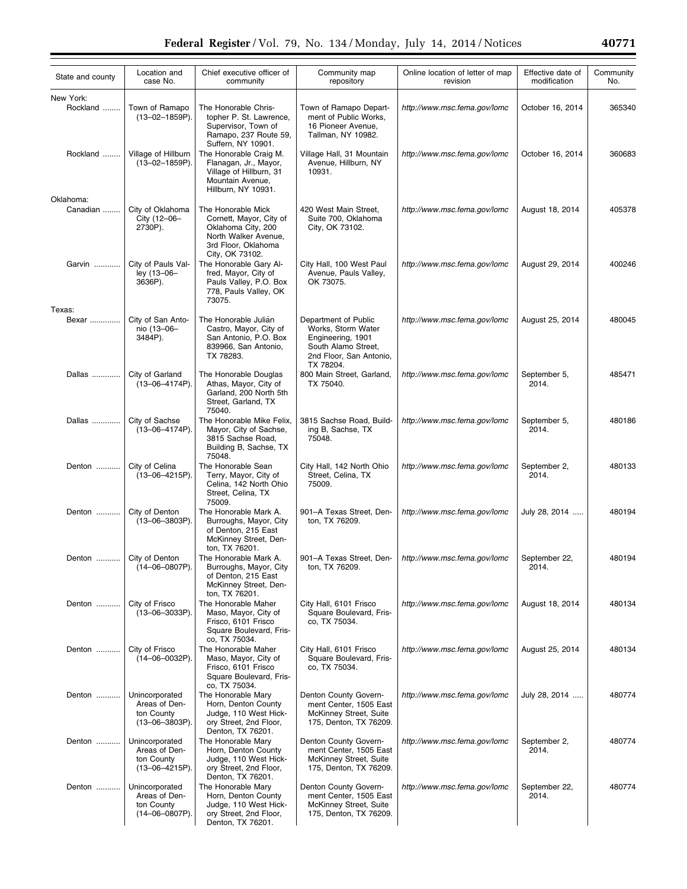| State and county | Location and case No. | Chief executive officer of community | Community map repository | Online location of letter of map revision | Effective date of modification | Community No. |
|---|---|---|---|---|---|---|
| New York: | | | | | | |
| Rockland | Town of Ramapo (13–02–1859P). | The Honorable Christopher P. St. Lawrence, Supervisor, Town of Ramapo, 237 Route 59, Suffern, NY 10901. | Town of Ramapo Department of Public Works, 16 Pioneer Avenue, Tallman, NY 10982. | *http://www.msc.fema.gov/lomc* | October 16, 2014 | 365340 |
| Rockland | Village of Hillburn (13–02–1859P). | The Honorable Craig M. Flanagan, Jr., Mayor, Village of Hillburn, 31 Mountain Avenue, Hillburn, NY 10931. | Village Hall, 31 Mountain Avenue, Hillburn, NY 10931. | *http://www.msc.fema.gov/lomc* | October 16, 2014 | 360683 |
| Oklahoma: | | | | | | |
| Canadian | City of Oklahoma City (12–06–2730P). | The Honorable Mick Cornett, Mayor, City of Oklahoma City, 200 North Walker Avenue, 3rd Floor, Oklahoma City, OK 73102. | 420 West Main Street, Suite 700, Oklahoma City, OK 73102. | *http://www.msc.fema.gov/lomc* | August 18, 2014 | 405378 |
| Garvin | City of Pauls Valley (13–06–3636P). | The Honorable Gary Alfred, Mayor, City of Pauls Valley, P.O. Box 778, Pauls Valley, OK 73075. | City Hall, 100 West Paul Avenue, Pauls Valley, OK 73075. | *http://www.msc.fema.gov/lomc* | August 29, 2014 | 400246 |
| Texas: | | | | | | |
| Bexar | City of San Antonio (13–06–3484P). | The Honorable Julián Castro, Mayor, City of San Antonio, P.O. Box 839966, San Antonio, TX 78283. | Department of Public Works, Storm Water Engineering, 1901 South Alamo Street, 2nd Floor, San Antonio, TX 78204. | *http://www.msc.fema.gov/lomc* | August 25, 2014 | 480045 |
| Dallas | City of Garland (13–06–4174P). | The Honorable Douglas Athas, Mayor, City of Garland, 200 North 5th Street, Garland, TX 75040. | 800 Main Street, Garland, TX 75040. | *http://www.msc.fema.gov/lomc* | September 5, 2014. | 485471 |
| Dallas | City of Sachse (13–06–4174P). | The Honorable Mike Felix, Mayor, City of Sachse, 3815 Sachse Road, Building B, Sachse, TX 75048. | 3815 Sachse Road, Building B, Sachse, TX 75048. | *http://www.msc.fema.gov/lomc* | September 5, 2014. | 480186 |
| Denton | City of Celina (13–06–4215P). | The Honorable Sean Terry, Mayor, City of Celina, 142 North Ohio Street, Celina, TX 75009. | City Hall, 142 North Ohio Street, Celina, TX 75009. | *http://www.msc.fema.gov/lomc* | September 2, 2014. | 480133 |
| Denton | City of Denton (13–06–3803P). | The Honorable Mark A. Burroughs, Mayor, City of Denton, 215 East McKinney Street, Denton, TX 76201. | 901–A Texas Street, Denton, TX 76209. | *http://www.msc.fema.gov/lomc* | July 28, 2014 | 480194 |
| Denton | City of Denton (14–06–0807P). | The Honorable Mark A. Burroughs, Mayor, City of Denton, 215 East McKinney Street, Denton, TX 76201. | 901–A Texas Street, Denton, TX 76209. | *http://www.msc.fema.gov/lomc* | September 22, 2014. | 480194 |
| Denton | City of Frisco (13–06–3033P). | The Honorable Maher Maso, Mayor, City of Frisco, 6101 Frisco Square Boulevard, Frisco, TX 75034. | City Hall, 6101 Frisco Square Boulevard, Frisco, TX 75034. | *http://www.msc.fema.gov/lomc* | August 18, 2014 | 480134 |
| Denton | City of Frisco (14–06–0032P). | The Honorable Maher Maso, Mayor, City of Frisco, 6101 Frisco Square Boulevard, Frisco, TX 75034. | City Hall, 6101 Frisco Square Boulevard, Frisco, TX 75034. | *http://www.msc.fema.gov/lomc* | August 25, 2014 | 480134 |
| Denton | Unincorporated Areas of Denton County (13–06–3803P). | The Honorable Mary Horn, Denton County Judge, 110 West Hickory Street, 2nd Floor, Denton, TX 76201. | Denton County Government Center, 1505 East McKinney Street, Suite 175, Denton, TX 76209. | *http://www.msc.fema.gov/lomc* | July 28, 2014 | 480774 |
| Denton | Unincorporated Areas of Denton County (13–06–4215P). | The Honorable Mary Horn, Denton County Judge, 110 West Hickory Street, 2nd Floor, Denton, TX 76201. | Denton County Government Center, 1505 East McKinney Street, Suite 175, Denton, TX 76209. | *http://www.msc.fema.gov/lomc* | September 2, 2014. | 480774 |
| Denton | Unincorporated Areas of Denton County (14–06–0807P). | The Honorable Mary Horn, Denton County Judge, 110 West Hickory Street, 2nd Floor, Denton, TX 76201. | Denton County Government Center, 1505 East McKinney Street, Suite 175, Denton, TX 76209. | *http://www.msc.fema.gov/lomc* | September 22, 2014. | 480774 |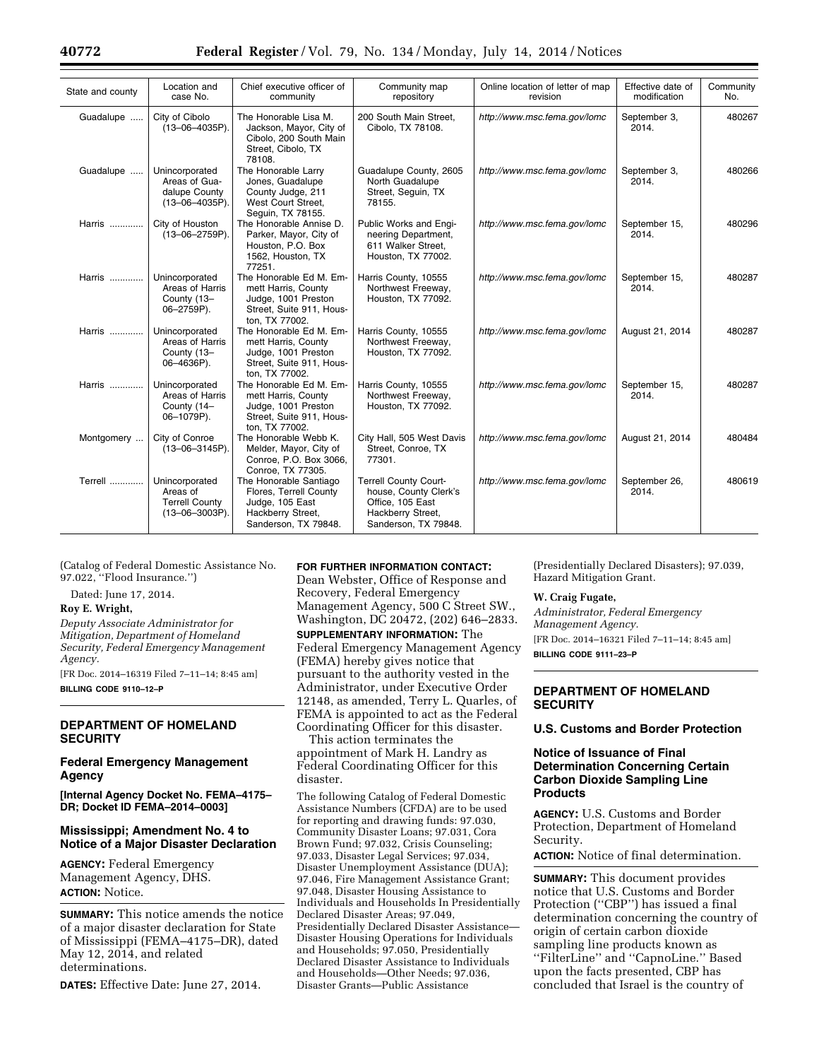| State and county | Location and case No. | Chief executive officer of community | Community map repository | Online location of letter of map revision | Effective date of modification | Community No. |
|---|---|---|---|---|---|---|
| Guadalupe ..... | City of Cibolo (13–06–4035P). | The Honorable Lisa M. Jackson, Mayor, City of Cibolo, 200 South Main Street, Cibolo, TX 78108. | 200 South Main Street, Cibolo, TX 78108. | *http://www.msc.fema.gov/lomc* | September 3, 2014. | 480267 |
| Guadalupe ..... | Unincorporated Areas of Guadalupe County (13–06–4035P). | The Honorable Larry Jones, Guadalupe County Judge, 211 West Court Street, Seguin, TX 78155. | Guadalupe County, 2605 North Guadalupe Street, Seguin, TX 78155. | *http://www.msc.fema.gov/lomc* | September 3, 2014. | 480266 |
| Harris ............ | City of Houston (13–06–2759P). | The Honorable Annise D. Parker, Mayor, City of Houston, P.O. Box 1562, Houston, TX 77251. | Public Works and Engineering Department, 611 Walker Street, Houston, TX 77002. | *http://www.msc.fema.gov/lomc* | September 15, 2014. | 480296 |
| Harris ............ | Unincorporated Areas of Harris County (13–06–2759P). | The Honorable Ed M. Emmett Harris, County Judge, 1001 Preston Street, Suite 911, Houston, TX 77002. | Harris County, 10555 Northwest Freeway, Houston, TX 77092. | *http://www.msc.fema.gov/lomc* | September 15, 2014. | 480287 |
| Harris ............ | Unincorporated Areas of Harris County (13–06–4636P). | The Honorable Ed M. Emmett Harris, County Judge, 1001 Preston Street, Suite 911, Houston, TX 77002. | Harris County, 10555 Northwest Freeway, Houston, TX 77092. | *http://www.msc.fema.gov/lomc* | August 21, 2014 | 480287 |
| Harris ............ | Unincorporated Areas of Harris County (14–06–1079P). | The Honorable Ed M. Emmett Harris, County Judge, 1001 Preston Street, Suite 911, Houston, TX 77002. | Harris County, 10555 Northwest Freeway, Houston, TX 77092. | *http://www.msc.fema.gov/lomc* | September 15, 2014. | 480287 |
| Montgomery ... | City of Conroe (13–06–3145P). | The Honorable Webb K. Melder, Mayor, City of Conroe, P.O. Box 3066, Conroe, TX 77305. | City Hall, 505 West Davis Street, Conroe, TX 77301. | *http://www.msc.fema.gov/lomc* | August 21, 2014 | 480484 |
| Terrell ............ | Unincorporated Areas of Terrell County (13–06–3003P). | The Honorable Santiago Flores, Terrell County Judge, 105 East Hackberry Street, Sanderson, TX 79848. | Terrell County Courthouse, County Clerk's Office, 105 East Hackberry Street, Sanderson, TX 79848. | *http://www.msc.fema.gov/lomc* | September 26, 2014. | 480619 |

(Catalog of Federal Domestic Assistance No. 97.022, ''Flood Insurance.'')

Dated: June 17, 2014.

**Roy E. Wright,**

*Deputy Associate Administrator for Mitigation, Department of Homeland Security, Federal Emergency Management Agency.*

[FR Doc. 2014–16319 Filed 7–11–14; 8:45 am]

**BILLING CODE 9110–12–P**

## DEPARTMENT OF HOMELAND SECURITY

### Federal Emergency Management Agency

**[Internal Agency Docket No. FEMA–4175–DR; Docket ID FEMA–2014–0003]**

### Mississippi; Amendment No. 4 to Notice of a Major Disaster Declaration

**AGENCY:** Federal Emergency Management Agency, DHS.

**ACTION:** Notice.

**SUMMARY:** This notice amends the notice of a major disaster declaration for State of Mississippi (FEMA–4175–DR), dated May 12, 2014, and related determinations.

**DATES:** Effective Date: June 27, 2014.

**FOR FURTHER INFORMATION CONTACT:** Dean Webster, Office of Response and Recovery, Federal Emergency Management Agency, 500 C Street SW., Washington, DC 20472, (202) 646–2833.

**SUPPLEMENTARY INFORMATION:** The Federal Emergency Management Agency (FEMA) hereby gives notice that pursuant to the authority vested in the Administrator, under Executive Order 12148, as amended, Terry L. Quarles, of FEMA is appointed to act as the Federal Coordinating Officer for this disaster.

This action terminates the appointment of Mark H. Landry as Federal Coordinating Officer for this disaster.

The following Catalog of Federal Domestic Assistance Numbers (CFDA) are to be used for reporting and drawing funds: 97.030, Community Disaster Loans; 97.031, Cora Brown Fund; 97.032, Crisis Counseling; 97.033, Disaster Legal Services; 97.034, Disaster Unemployment Assistance (DUA); 97.046, Fire Management Assistance Grant; 97.048, Disaster Housing Assistance to Individuals and Households In Presidentially Declared Disaster Areas; 97.049, Presidentially Declared Disaster Assistance—Disaster Housing Operations for Individuals and Households; 97.050, Presidentially Declared Disaster Assistance to Individuals and Households—Other Needs; 97.036, Disaster Grants—Public Assistance (Presidentially Declared Disasters); 97.039, Hazard Mitigation Grant.

**W. Craig Fugate,**

*Administrator, Federal Emergency Management Agency.*

[FR Doc. 2014–16321 Filed 7–11–14; 8:45 am]

**BILLING CODE 9111–23–P**

## DEPARTMENT OF HOMELAND SECURITY

### U.S. Customs and Border Protection

### Notice of Issuance of Final Determination Concerning Certain Carbon Dioxide Sampling Line Products

**AGENCY:** U.S. Customs and Border Protection, Department of Homeland Security.

**ACTION:** Notice of final determination.

**SUMMARY:** This document provides notice that U.S. Customs and Border Protection (''CBP'') has issued a final determination concerning the country of origin of certain carbon dioxide sampling line products known as ''FilterLine'' and ''CapnoLine.'' Based upon the facts presented, CBP has concluded that Israel is the country of